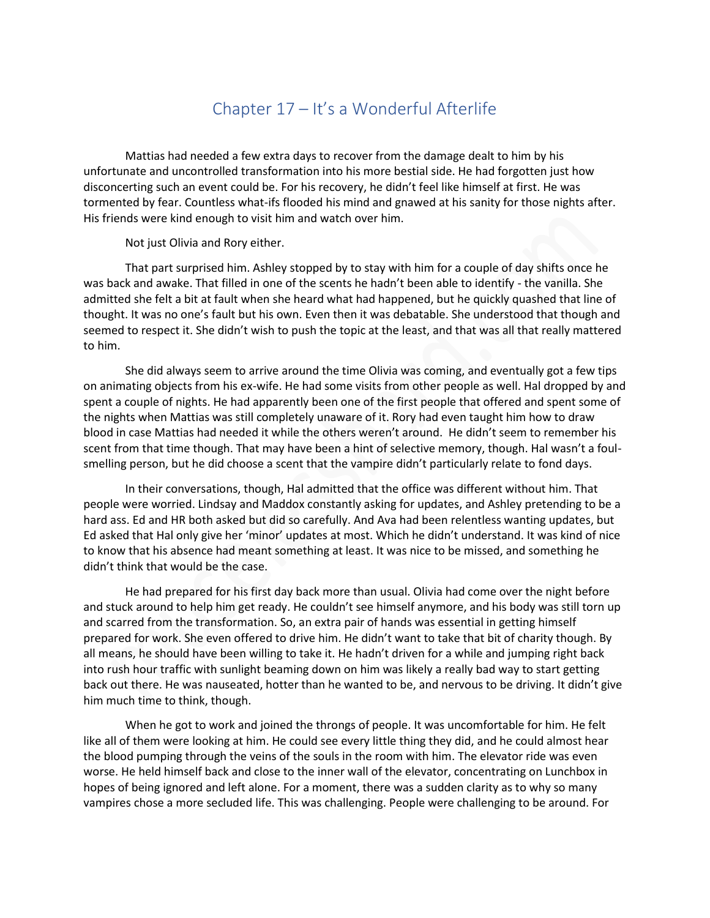# Chapter 17 – It's a Wonderful Afterlife

Mattias had needed a few extra days to recover from the damage dealt to him by his unfortunate and uncontrolled transformation into his more bestial side. He had forgotten just how disconcerting such an event could be. For his recovery, he didn't feel like himself at first. He was tormented by fear. Countless what-ifs flooded his mind and gnawed at his sanity for those nights after. His friends were kind enough to visit him and watch over him.

Not just Olivia and Rory either.

That part surprised him. Ashley stopped by to stay with him for a couple of day shifts once he was back and awake. That filled in one of the scents he hadn't been able to identify - the vanilla. She admitted she felt a bit at fault when she heard what had happened, but he quickly quashed that line of thought. It was no one's fault but his own. Even then it was debatable. She understood that though and seemed to respect it. She didn't wish to push the topic at the least, and that was all that really mattered to him.

She did always seem to arrive around the time Olivia was coming, and eventually got a few tips on animating objects from his ex-wife. He had some visits from other people as well. Hal dropped by and spent a couple of nights. He had apparently been one of the first people that offered and spent some of the nights when Mattias was still completely unaware of it. Rory had even taught him how to draw blood in case Mattias had needed it while the others weren't around. He didn't seem to remember his scent from that time though. That may have been a hint of selective memory, though. Hal wasn't a foul-smelling person, but he did choose a scent that the vampire didn't particularly relate to fond days.

In their conversations, though, Hal admitted that the office was different without him. That people were worried. Lindsay and Maddox constantly asking for updates, and Ashley pretending to be a hard ass. Ed and HR both asked but did so carefully. And Ava had been relentless wanting updates, but Ed asked that Hal only give her 'minor' updates at most. Which he didn't understand. It was kind of nice to know that his absence had meant something at least. It was nice to be missed, and something he didn't think that would be the case.

He had prepared for his first day back more than usual. Olivia had come over the night before and stuck around to help him get ready. He couldn't see himself anymore, and his body was still torn up and scarred from the transformation. So, an extra pair of hands was essential in getting himself prepared for work. She even offered to drive him. He didn't want to take that bit of charity though. By all means, he should have been willing to take it. He hadn't driven for a while and jumping right back into rush hour traffic with sunlight beaming down on him was likely a really bad way to start getting back out there. He was nauseated, hotter than he wanted to be, and nervous to be driving. It didn't give him much time to think, though.

When he got to work and joined the throngs of people. It was uncomfortable for him. He felt like all of them were looking at him. He could see every little thing they did, and he could almost hear the blood pumping through the veins of the souls in the room with him. The elevator ride was even worse. He held himself back and close to the inner wall of the elevator, concentrating on Lunchbox in hopes of being ignored and left alone. For a moment, there was a sudden clarity as to why so many vampires chose a more secluded life. This was challenging. People were challenging to be around. For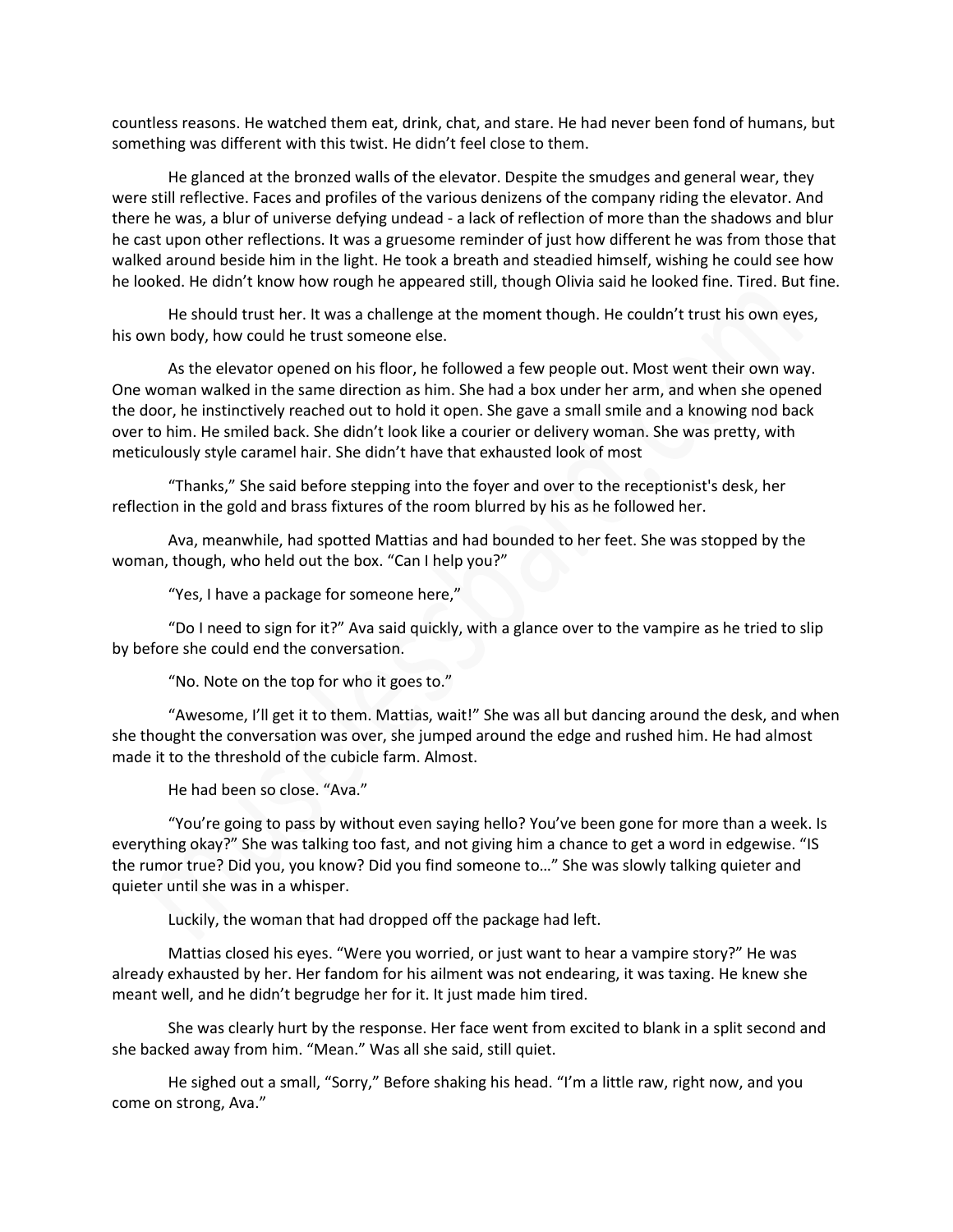countless reasons. He watched them eat, drink, chat, and stare. He had never been fond of humans, but something was different with this twist. He didn't feel close to them.

He glanced at the bronzed walls of the elevator. Despite the smudges and general wear, they were still reflective. Faces and profiles of the various denizens of the company riding the elevator. And there he was, a blur of universe defying undead - a lack of reflection of more than the shadows and blur he cast upon other reflections. It was a gruesome reminder of just how different he was from those that walked around beside him in the light. He took a breath and steadied himself, wishing he could see how he looked. He didn't know how rough he appeared still, though Olivia said he looked fine. Tired. But fine.

He should trust her. It was a challenge at the moment though. He couldn't trust his own eyes, his own body, how could he trust someone else.

As the elevator opened on his floor, he followed a few people out. Most went their own way. One woman walked in the same direction as him. She had a box under her arm, and when she opened the door, he instinctively reached out to hold it open. She gave a small smile and a knowing nod back over to him. He smiled back. She didn't look like a courier or delivery woman. She was pretty, with meticulously style caramel hair. She didn't have that exhausted look of most

"Thanks," She said before stepping into the foyer and over to the receptionist's desk, her reflection in the gold and brass fixtures of the room blurred by his as he followed her.

Ava, meanwhile, had spotted Mattias and had bounded to her feet. She was stopped by the woman, though, who held out the box. "Can I help you?"

"Yes, I have a package for someone here,"

"Do I need to sign for it?" Ava said quickly, with a glance over to the vampire as he tried to slip by before she could end the conversation.

"No. Note on the top for who it goes to."

"Awesome, I'll get it to them. Mattias, wait!" She was all but dancing around the desk, and when she thought the conversation was over, she jumped around the edge and rushed him. He had almost made it to the threshold of the cubicle farm. Almost.

He had been so close. "Ava."

"You're going to pass by without even saying hello? You've been gone for more than a week. Is everything okay?" She was talking too fast, and not giving him a chance to get a word in edgewise. "IS the rumor true? Did you, you know? Did you find someone to…" She was slowly talking quieter and quieter until she was in a whisper.

Luckily, the woman that had dropped off the package had left.

Mattias closed his eyes. "Were you worried, or just want to hear a vampire story?" He was already exhausted by her. Her fandom for his ailment was not endearing, it was taxing. He knew she meant well, and he didn't begrudge her for it. It just made him tired.

She was clearly hurt by the response. Her face went from excited to blank in a split second and she backed away from him. "Mean." Was all she said, still quiet.

He sighed out a small, "Sorry," Before shaking his head. "I'm a little raw, right now, and you come on strong, Ava."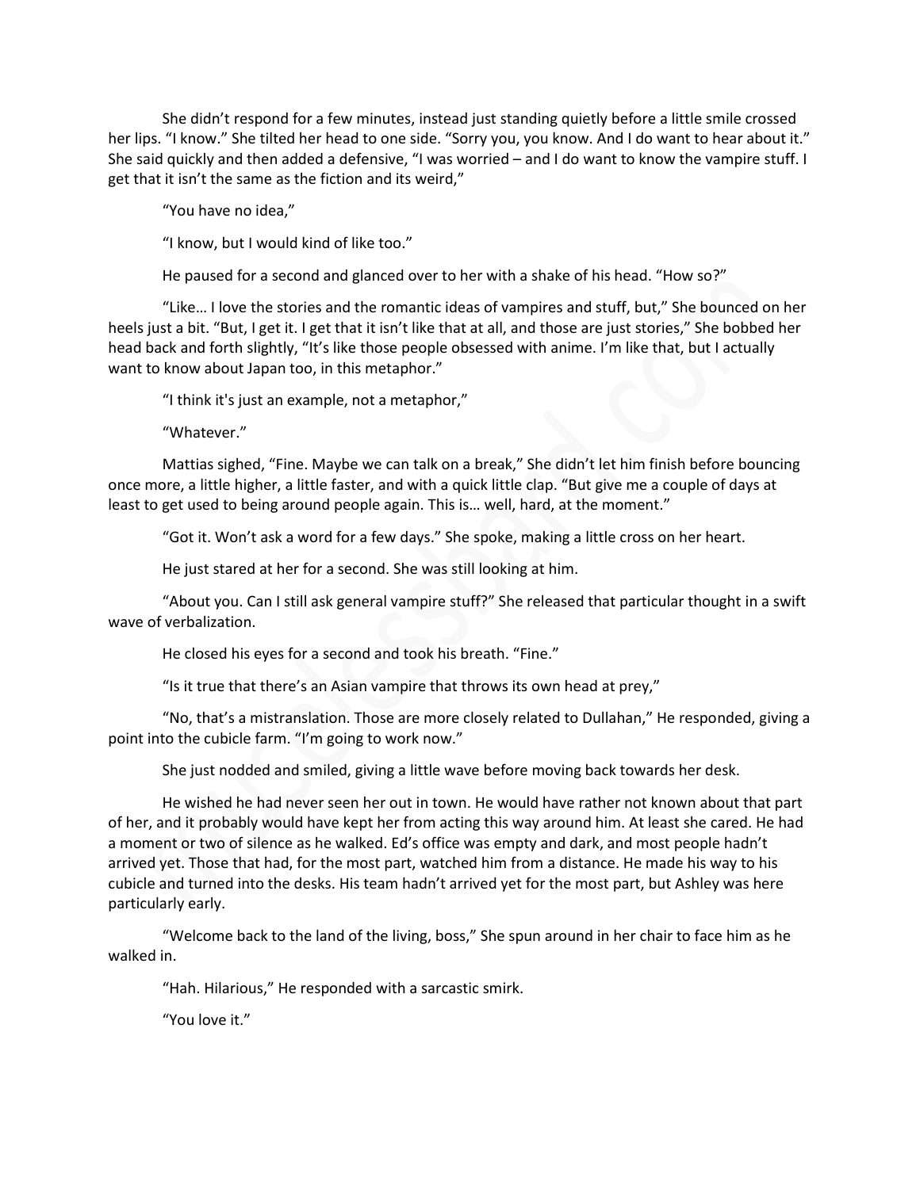She didn't respond for a few minutes, instead just standing quietly before a little smile crossed her lips. "I know." She tilted her head to one side. "Sorry you, you know. And I do want to hear about it." She said quickly and then added a defensive, "I was worried – and I do want to know the vampire stuff. I get that it isn't the same as the fiction and its weird,"

"You have no idea,"

"I know, but I would kind of like too."

He paused for a second and glanced over to her with a shake of his head. "How so?"

"Like… I love the stories and the romantic ideas of vampires and stuff, but," She bounced on her heels just a bit. "But, I get it. I get that it isn't like that at all, and those are just stories," She bobbed her head back and forth slightly, "It's like those people obsessed with anime. I'm like that, but I actually want to know about Japan too, in this metaphor."

"I think it's just an example, not a metaphor,"

"Whatever."

Mattias sighed, "Fine. Maybe we can talk on a break," She didn't let him finish before bouncing once more, a little higher, a little faster, and with a quick little clap. "But give me a couple of days at least to get used to being around people again. This is… well, hard, at the moment."

"Got it. Won't ask a word for a few days." She spoke, making a little cross on her heart.

He just stared at her for a second. She was still looking at him.

"About you. Can I still ask general vampire stuff?" She released that particular thought in a swift wave of verbalization.

He closed his eyes for a second and took his breath. "Fine."

"Is it true that there's an Asian vampire that throws its own head at prey,"

"No, that's a mistranslation. Those are more closely related to Dullahan," He responded, giving a point into the cubicle farm. "I'm going to work now."

She just nodded and smiled, giving a little wave before moving back towards her desk.

He wished he had never seen her out in town. He would have rather not known about that part of her, and it probably would have kept her from acting this way around him. At least she cared. He had a moment or two of silence as he walked. Ed's office was empty and dark, and most people hadn't arrived yet. Those that had, for the most part, watched him from a distance. He made his way to his cubicle and turned into the desks. His team hadn't arrived yet for the most part, but Ashley was here particularly early.

"Welcome back to the land of the living, boss," She spun around in her chair to face him as he walked in.

"Hah. Hilarious," He responded with a sarcastic smirk.

"You love it."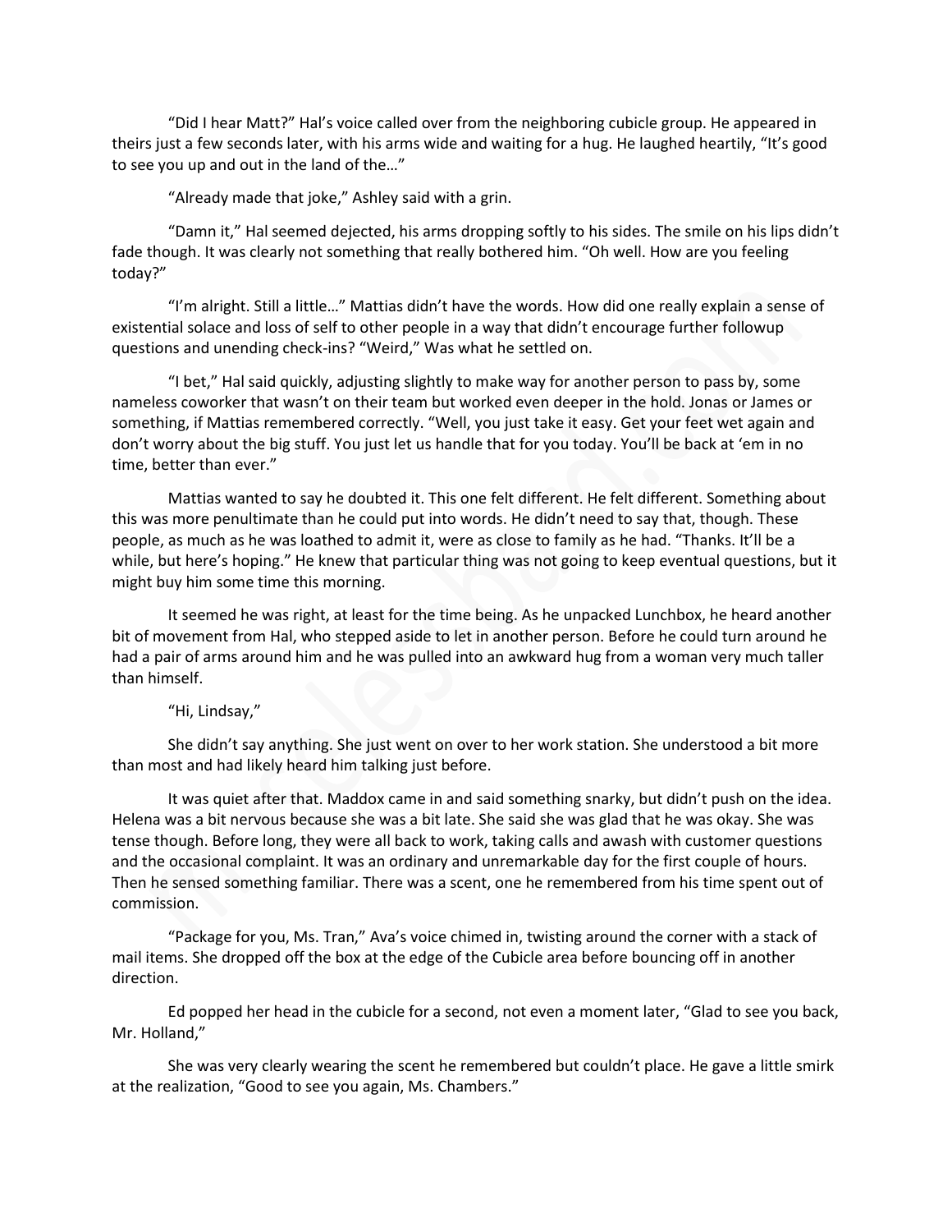"Did I hear Matt?" Hal's voice called over from the neighboring cubicle group. He appeared in theirs just a few seconds later, with his arms wide and waiting for a hug. He laughed heartily, "It's good to see you up and out in the land of the…"

"Already made that joke," Ashley said with a grin.

"Damn it," Hal seemed dejected, his arms dropping softly to his sides. The smile on his lips didn't fade though. It was clearly not something that really bothered him. "Oh well. How are you feeling today?"

"I'm alright. Still a little…" Mattias didn't have the words. How did one really explain a sense of existential solace and loss of self to other people in a way that didn't encourage further followup questions and unending check-ins? "Weird," Was what he settled on.

"I bet," Hal said quickly, adjusting slightly to make way for another person to pass by, some nameless coworker that wasn't on their team but worked even deeper in the hold. Jonas or James or something, if Mattias remembered correctly. "Well, you just take it easy. Get your feet wet again and don't worry about the big stuff. You just let us handle that for you today. You'll be back at 'em in no time, better than ever."

Mattias wanted to say he doubted it. This one felt different. He felt different. Something about this was more penultimate than he could put into words. He didn't need to say that, though. These people, as much as he was loathed to admit it, were as close to family as he had. "Thanks. It'll be a while, but here's hoping." He knew that particular thing was not going to keep eventual questions, but it might buy him some time this morning.

It seemed he was right, at least for the time being. As he unpacked Lunchbox, he heard another bit of movement from Hal, who stepped aside to let in another person. Before he could turn around he had a pair of arms around him and he was pulled into an awkward hug from a woman very much taller than himself.

"Hi, Lindsay,"

She didn't say anything. She just went on over to her work station. She understood a bit more than most and had likely heard him talking just before.

It was quiet after that. Maddox came in and said something snarky, but didn't push on the idea. Helena was a bit nervous because she was a bit late. She said she was glad that he was okay. She was tense though. Before long, they were all back to work, taking calls and awash with customer questions and the occasional complaint. It was an ordinary and unremarkable day for the first couple of hours. Then he sensed something familiar. There was a scent, one he remembered from his time spent out of commission.

"Package for you, Ms. Tran," Ava's voice chimed in, twisting around the corner with a stack of mail items. She dropped off the box at the edge of the Cubicle area before bouncing off in another direction.

Ed popped her head in the cubicle for a second, not even a moment later, "Glad to see you back, Mr. Holland,"

She was very clearly wearing the scent he remembered but couldn't place. He gave a little smirk at the realization, "Good to see you again, Ms. Chambers."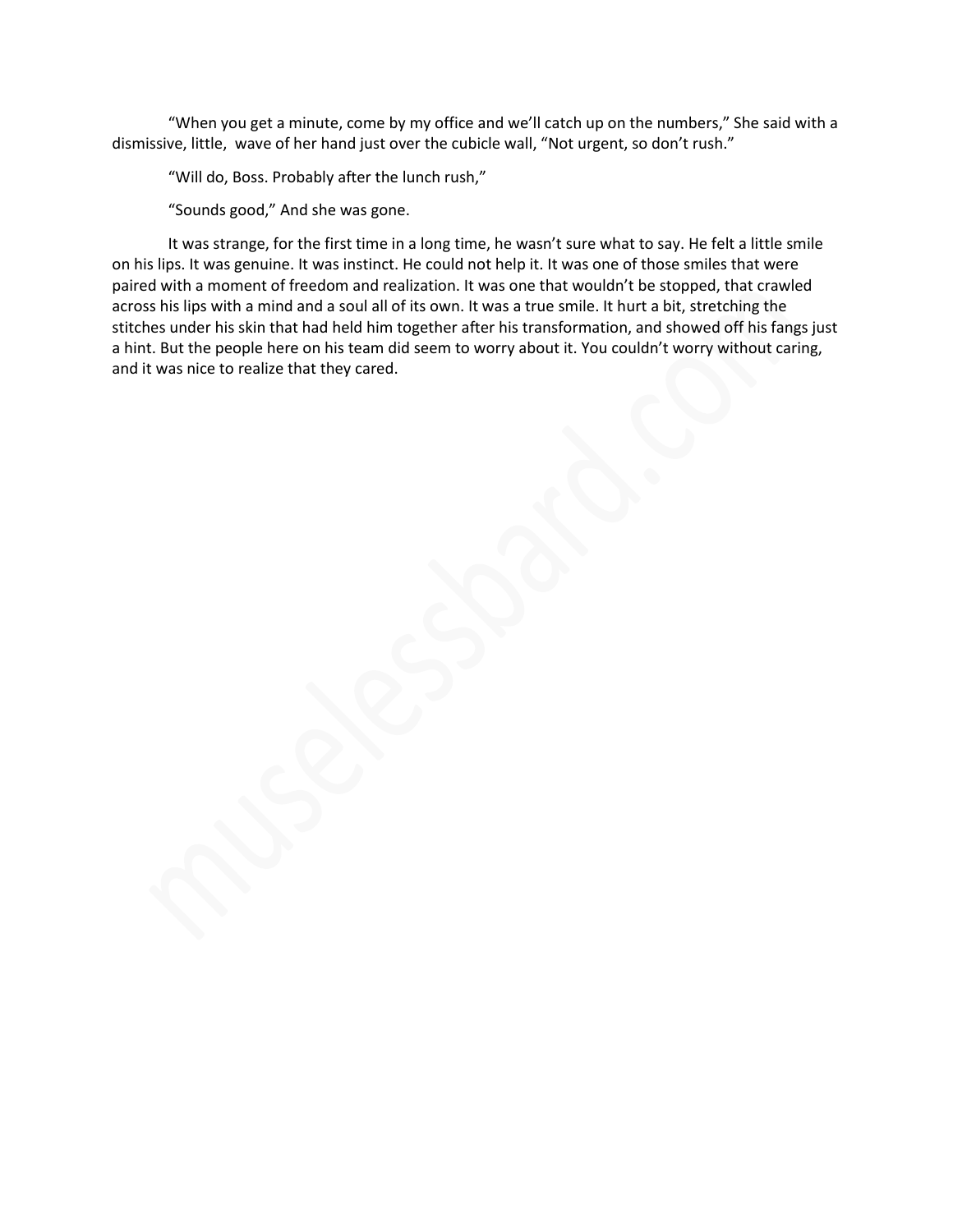"When you get a minute, come by my office and we'll catch up on the numbers," She said with a dismissive, little,  wave of her hand just over the cubicle wall, "Not urgent, so don't rush."

"Will do, Boss. Probably after the lunch rush,"

"Sounds good," And she was gone.

It was strange, for the first time in a long time, he wasn't sure what to say. He felt a little smile on his lips. It was genuine. It was instinct. He could not help it. It was one of those smiles that were paired with a moment of freedom and realization. It was one that wouldn't be stopped, that crawled across his lips with a mind and a soul all of its own. It was a true smile. It hurt a bit, stretching the stitches under his skin that had held him together after his transformation, and showed off his fangs just a hint. But the people here on his team did seem to worry about it. You couldn't worry without caring, and it was nice to realize that they cared.